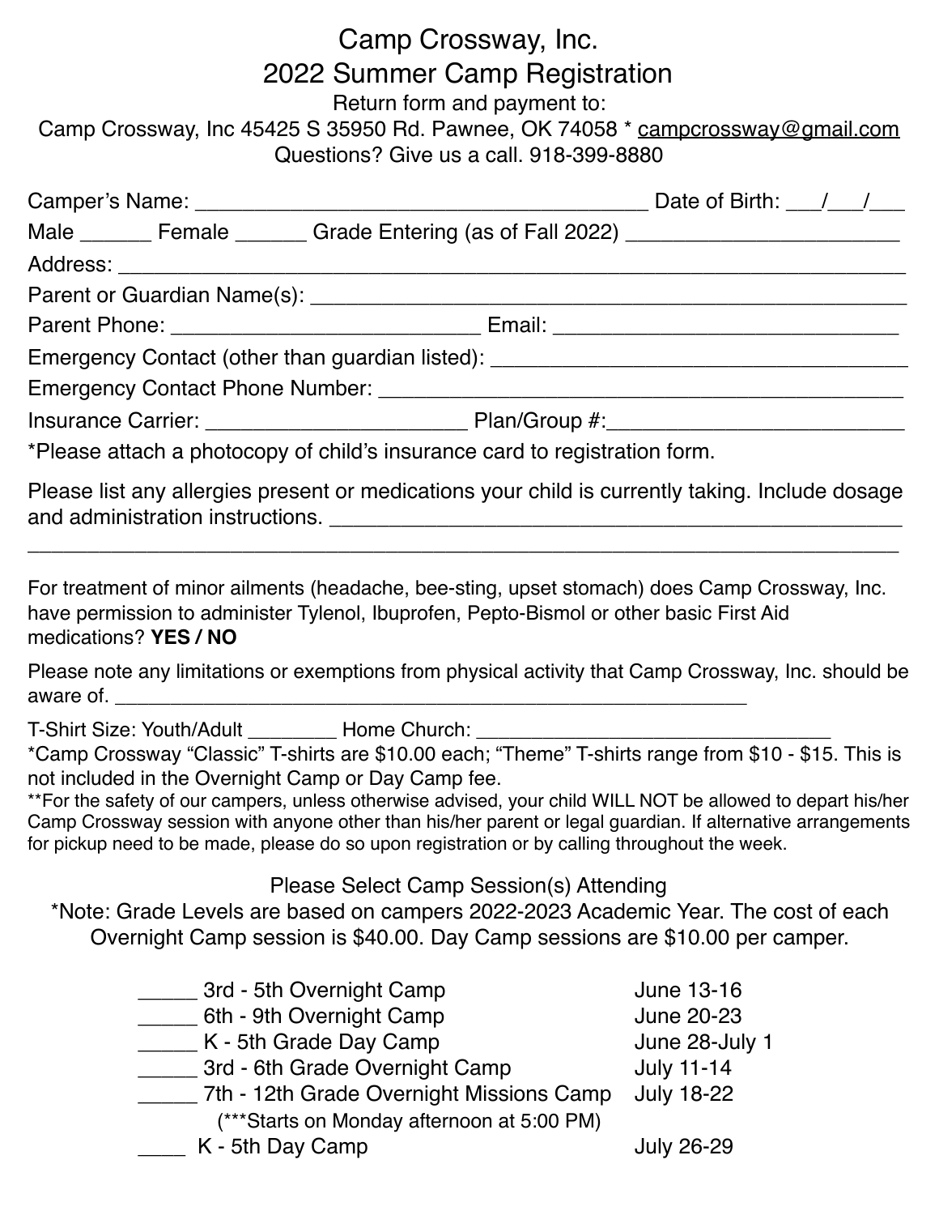# Camp Crossway, Inc.
## 2022 Summer Camp Registration

Return form and payment to:
Camp Crossway, Inc 45425 S 35950 Rd. Pawnee, OK 74058 * campcrossway@gmail.com
Questions? Give us a call. 918-399-8880

Camper's Name: ______________________________________ Date of Birth: ___/___/___

Male ______ Female ______ Grade Entering (as of Fall 2022) _______________________

Address: ______________________________________________________________________

Parent or Guardian Name(s): ____________________________________________________

Parent Phone: __________________________ Email: ______________________________

Emergency Contact (other than guardian listed): _____________________________________

Emergency Contact Phone Number: _______________________________________________

Insurance Carrier: ______________________ Plan/Group #:_________________________

*Please attach a photocopy of child's insurance card to registration form.

Please list any allergies present or medications your child is currently taking. Include dosage and administration instructions. ___________________________________________________

_______________________________________________________________________________

For treatment of minor ailments (headache, bee-sting, upset stomach) does Camp Crossway, Inc. have permission to administer Tylenol, Ibuprofen, Pepto-Bismol or other basic First Aid medications? **YES / NO**

Please note any limitations or exemptions from physical activity that Camp Crossway, Inc. should be aware of. ___________________________________________________________

T-Shirt Size: Youth/Adult ________ Home Church: _________________________________

*Camp Crossway "Classic" T-shirts are $10.00 each; "Theme" T-shirts range from $10 - $15. This is not included in the Overnight Camp or Day Camp fee.

**For the safety of our campers, unless otherwise advised, your child WILL NOT be allowed to depart his/her Camp Crossway session with anyone other than his/her parent or legal guardian. If alternative arrangements for pickup need to be made, please do so upon registration or by calling throughout the week.

Please Select Camp Session(s) Attending

*Note: Grade Levels are based on campers 2022-2023 Academic Year. The cost of each Overnight Camp session is $40.00. Day Camp sessions are $10.00 per camper.

_____ 3rd - 5th Overnight Camp — June 13-16

_____ 6th - 9th Overnight Camp — June 20-23

_____ K - 5th Grade Day Camp — June 28-July 1

_____ 3rd - 6th Grade Overnight Camp — July 11-14

_____ 7th - 12th Grade Overnight Missions Camp — July 18-22
(***Starts on Monday afternoon at 5:00 PM)

____ K - 5th Day Camp — July 26-29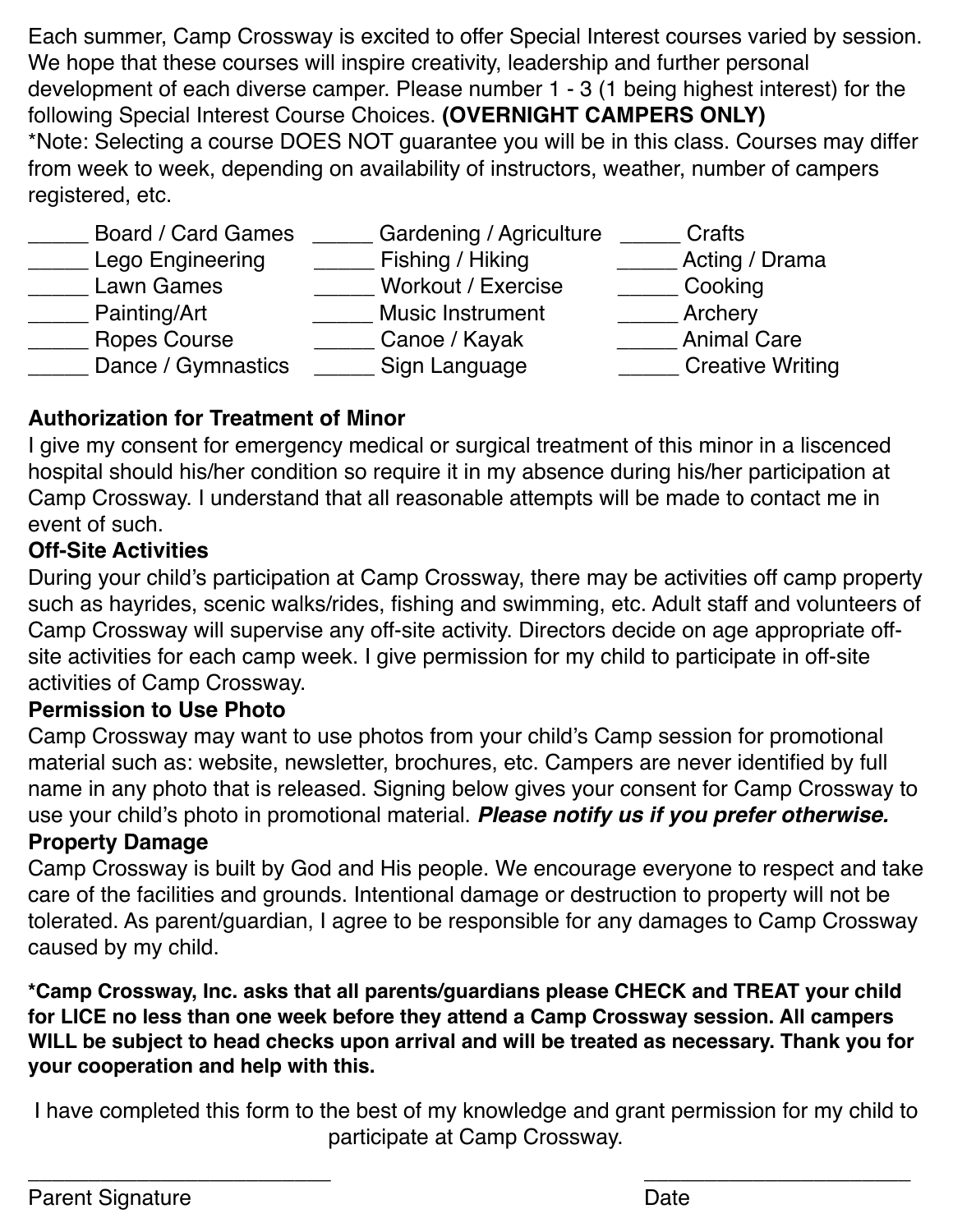Each summer, Camp Crossway is excited to offer Special Interest courses varied by session. We hope that these courses will inspire creativity, leadership and further personal development of each diverse camper. Please number 1 - 3 (1 being highest interest) for the following Special Interest Course Choices. **(OVERNIGHT CAMPERS ONLY)**

*Note: Selecting a course DOES NOT guarantee you will be in this class. Courses may differ from week to week, depending on availability of instructors, weather, number of campers registered, etc.

| | | |
|---|---|---|
| _____ Board / Card Games | _____ Gardening / Agriculture | _____ Crafts |
| _____ Lego Engineering | _____ Fishing / Hiking | _____ Acting / Drama |
| _____ Lawn Games | _____ Workout / Exercise | _____ Cooking |
| _____ Painting/Art | _____ Music Instrument | _____ Archery |
| _____ Ropes Course | _____ Canoe / Kayak | _____ Animal Care |
| _____ Dance / Gymnastics | _____ Sign Language | _____ Creative Writing |

**Authorization for Treatment of Minor**

I give my consent for emergency medical or surgical treatment of this minor in a liscenced hospital should his/her condition so require it in my absence during his/her participation at Camp Crossway. I understand that all reasonable attempts will be made to contact me in event of such.

**Off-Site Activities**

During your child's participation at Camp Crossway, there may be activities off camp property such as hayrides, scenic walks/rides, fishing and swimming, etc. Adult staff and volunteers of Camp Crossway will supervise any off-site activity. Directors decide on age appropriate off-site activities for each camp week. I give permission for my child to participate in off-site activities of Camp Crossway.

**Permission to Use Photo**

Camp Crossway may want to use photos from your child's Camp session for promotional material such as: website, newsletter, brochures, etc. Campers are never identified by full name in any photo that is released. Signing below gives your consent for Camp Crossway to use your child's photo in promotional material. ***Please notify us if you prefer otherwise.***

**Property Damage**

Camp Crossway is built by God and His people. We encourage everyone to respect and take care of the facilities and grounds. Intentional damage or destruction to property will not be tolerated. As parent/guardian, I agree to be responsible for any damages to Camp Crossway caused by my child.

**\*Camp Crossway, Inc. asks that all parents/guardians please CHECK and TREAT your child for LICE no less than one week before they attend a Camp Crossway session. All campers WILL be subject to head checks upon arrival and will be treated as necessary. Thank you for your cooperation and help with this.**

I have completed this form to the best of my knowledge and grant permission for my child to participate at Camp Crossway.

_________________________ Parent Signature

_________________________ Date